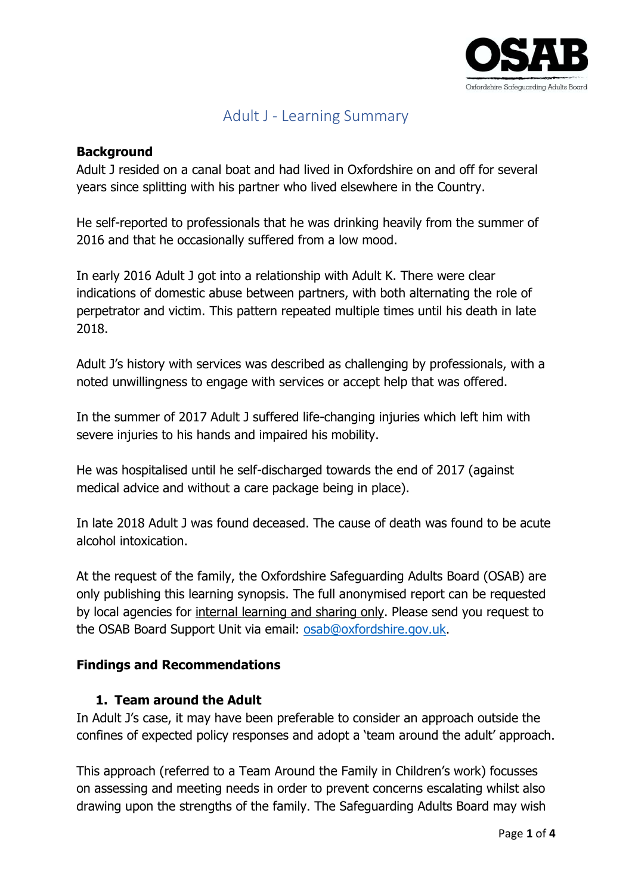# Adult J - Learning Summary

## Background

Adult J resided on a canal boat and had lived in Oxfordshire on and off for several years since splitting with his partner who lived elsewhere in the Country.

He self-reported to professionals that he was drinking heavily from the summer of 2016 and that he occasionally suffered from a low mood.

In early 2016 Adult J got into a relationship with Adult K. There were clear indications of domestic abuse between partners, with both alternating the role of perpetrator and victim. This pattern repeated multiple times until his death in late 2018.

Adult J's history with services was described as challenging by professionals, with a noted unwillingness to engage with services or accept help that was offered.

In the summer of 2017 Adult J suffered life-changing injuries which left him with severe injuries to his hands and impaired his mobility.

He was hospitalised until he self-discharged towards the end of 2017 (against medical advice and without a care package being in place).

In late 2018 Adult J was found deceased. The cause of death was found to be acute alcohol intoxication.

At the request of the family, the Oxfordshire Safeguarding Adults Board (OSAB) are only publishing this learning synopsis. The full anonymised report can be requested by local agencies for internal learning and sharing only. Please send you request to the OSAB Board Support Unit via email: osab@oxfordshire.gov.uk.

## Findings and Recommendations

### 1. Team around the Adult

In Adult J's case, it may have been preferable to consider an approach outside the confines of expected policy responses and adopt a 'team around the adult' approach.

This approach (referred to a Team Around the Family in Children's work) focusses on assessing and meeting needs in order to prevent concerns escalating whilst also drawing upon the strengths of the family. The Safeguarding Adults Board may wish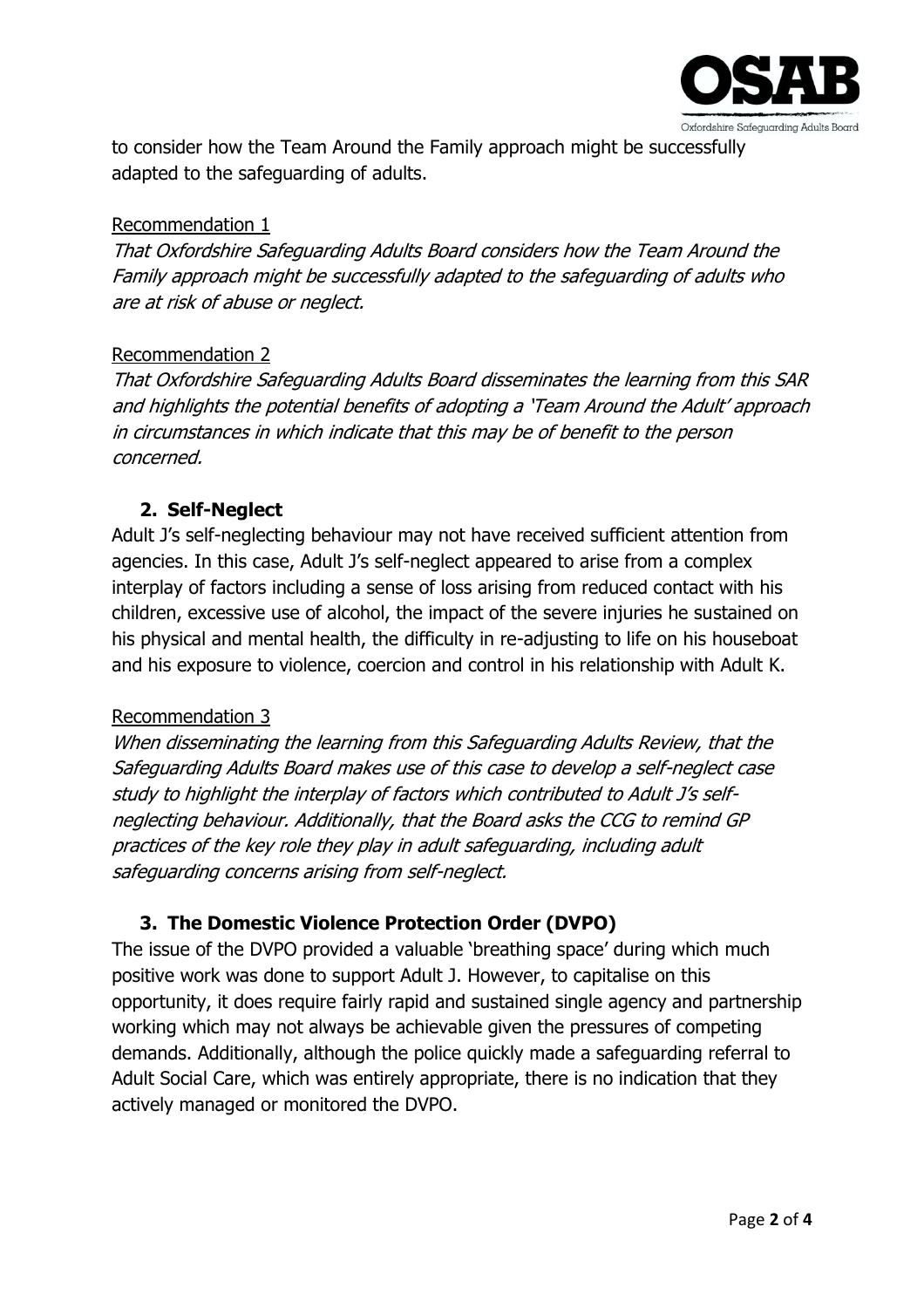to consider how the Team Around the Family approach might be successfully adapted to the safeguarding of adults.

Recommendation 1

*That Oxfordshire Safeguarding Adults Board considers how the Team Around the Family approach might be successfully adapted to the safeguarding of adults who are at risk of abuse or neglect.*

Recommendation 2

*That Oxfordshire Safeguarding Adults Board disseminates the learning from this SAR and highlights the potential benefits of adopting a 'Team Around the Adult' approach in circumstances in which indicate that this may be of benefit to the person concerned.*

## 2. Self-Neglect

Adult J's self-neglecting behaviour may not have received sufficient attention from agencies. In this case, Adult J's self-neglect appeared to arise from a complex interplay of factors including a sense of loss arising from reduced contact with his children, excessive use of alcohol, the impact of the severe injuries he sustained on his physical and mental health, the difficulty in re-adjusting to life on his houseboat and his exposure to violence, coercion and control in his relationship with Adult K.

Recommendation 3

*When disseminating the learning from this Safeguarding Adults Review, that the Safeguarding Adults Board makes use of this case to develop a self-neglect case study to highlight the interplay of factors which contributed to Adult J's self-neglecting behaviour. Additionally, that the Board asks the CCG to remind GP practices of the key role they play in adult safeguarding, including adult safeguarding concerns arising from self-neglect.*

## 3. The Domestic Violence Protection Order (DVPO)

The issue of the DVPO provided a valuable 'breathing space' during which much positive work was done to support Adult J. However, to capitalise on this opportunity, it does require fairly rapid and sustained single agency and partnership working which may not always be achievable given the pressures of competing demands. Additionally, although the police quickly made a safeguarding referral to Adult Social Care, which was entirely appropriate, there is no indication that they actively managed or monitored the DVPO.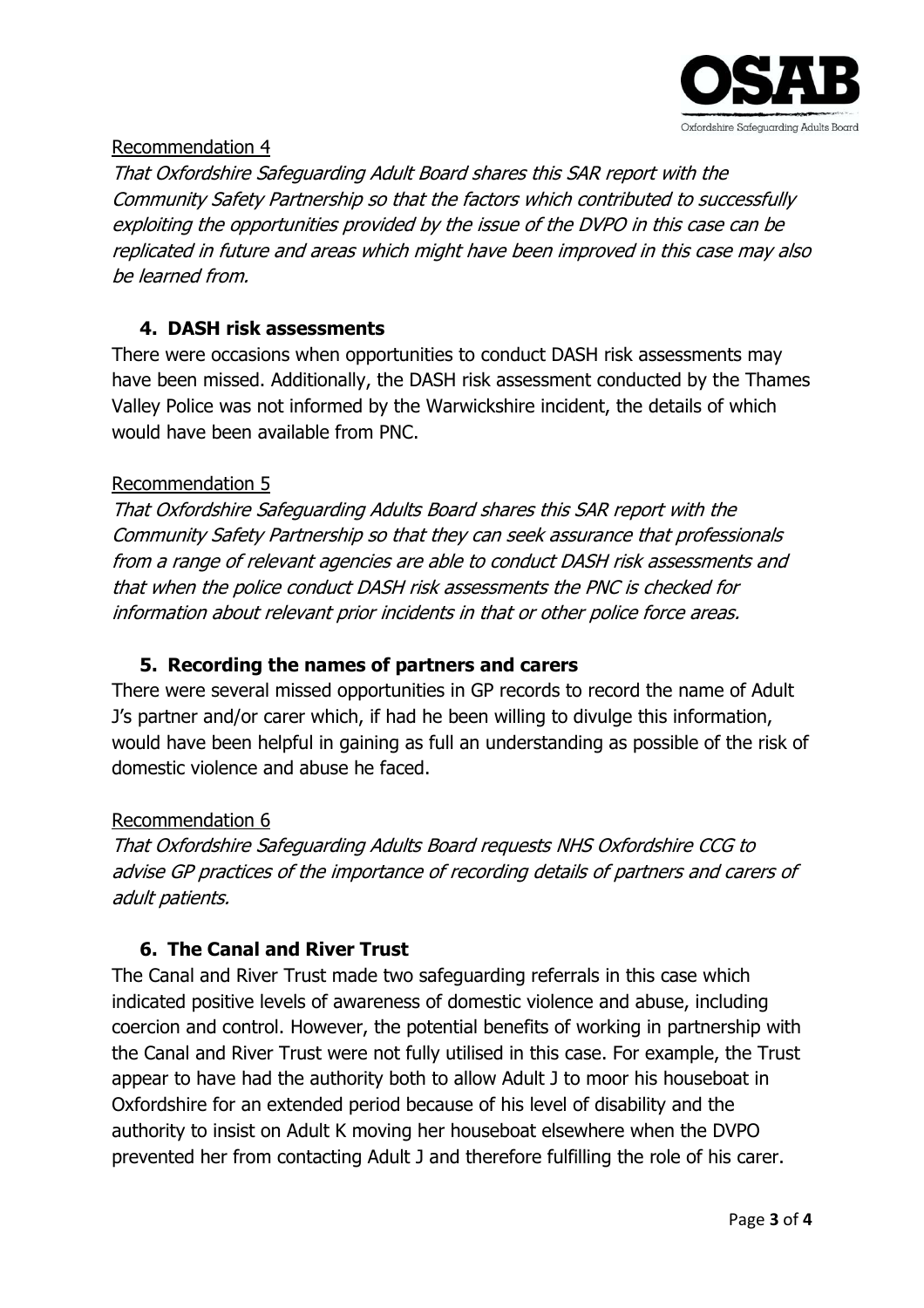Recommendation 4

*That Oxfordshire Safeguarding Adult Board shares this SAR report with the Community Safety Partnership so that the factors which contributed to successfully exploiting the opportunities provided by the issue of the DVPO in this case can be replicated in future and areas which might have been improved in this case may also be learned from.*

### 4. DASH risk assessments

There were occasions when opportunities to conduct DASH risk assessments may have been missed. Additionally, the DASH risk assessment conducted by the Thames Valley Police was not informed by the Warwickshire incident, the details of which would have been available from PNC.

Recommendation 5

*That Oxfordshire Safeguarding Adults Board shares this SAR report with the Community Safety Partnership so that they can seek assurance that professionals from a range of relevant agencies are able to conduct DASH risk assessments and that when the police conduct DASH risk assessments the PNC is checked for information about relevant prior incidents in that or other police force areas.*

### 5. Recording the names of partners and carers

There were several missed opportunities in GP records to record the name of Adult J's partner and/or carer which, if had he been willing to divulge this information, would have been helpful in gaining as full an understanding as possible of the risk of domestic violence and abuse he faced.

Recommendation 6

*That Oxfordshire Safeguarding Adults Board requests NHS Oxfordshire CCG to advise GP practices of the importance of recording details of partners and carers of adult patients.*

### 6. The Canal and River Trust

The Canal and River Trust made two safeguarding referrals in this case which indicated positive levels of awareness of domestic violence and abuse, including coercion and control. However, the potential benefits of working in partnership with the Canal and River Trust were not fully utilised in this case. For example, the Trust appear to have had the authority both to allow Adult J to moor his houseboat in Oxfordshire for an extended period because of his level of disability and the authority to insist on Adult K moving her houseboat elsewhere when the DVPO prevented her from contacting Adult J and therefore fulfilling the role of his carer.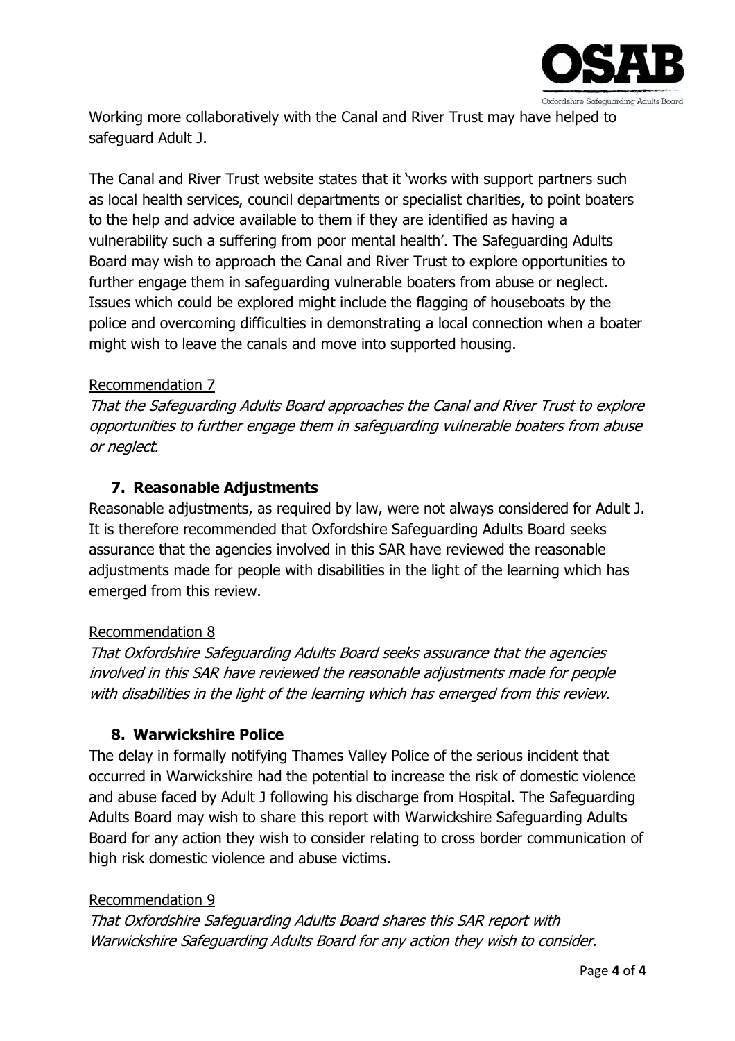Working more collaboratively with the Canal and River Trust may have helped to safeguard Adult J.

The Canal and River Trust website states that it 'works with support partners such as local health services, council departments or specialist charities, to point boaters to the help and advice available to them if they are identified as having a vulnerability such a suffering from poor mental health'. The Safeguarding Adults Board may wish to approach the Canal and River Trust to explore opportunities to further engage them in safeguarding vulnerable boaters from abuse or neglect. Issues which could be explored might include the flagging of houseboats by the police and overcoming difficulties in demonstrating a local connection when a boater might wish to leave the canals and move into supported housing.

Recommendation 7

*That the Safeguarding Adults Board approaches the Canal and River Trust to explore opportunities to further engage them in safeguarding vulnerable boaters from abuse or neglect.*

## 7. Reasonable Adjustments

Reasonable adjustments, as required by law, were not always considered for Adult J. It is therefore recommended that Oxfordshire Safeguarding Adults Board seeks assurance that the agencies involved in this SAR have reviewed the reasonable adjustments made for people with disabilities in the light of the learning which has emerged from this review.

Recommendation 8

*That Oxfordshire Safeguarding Adults Board seeks assurance that the agencies involved in this SAR have reviewed the reasonable adjustments made for people with disabilities in the light of the learning which has emerged from this review.*

## 8. Warwickshire Police

The delay in formally notifying Thames Valley Police of the serious incident that occurred in Warwickshire had the potential to increase the risk of domestic violence and abuse faced by Adult J following his discharge from Hospital. The Safeguarding Adults Board may wish to share this report with Warwickshire Safeguarding Adults Board for any action they wish to consider relating to cross border communication of high risk domestic violence and abuse victims.

Recommendation 9

*That Oxfordshire Safeguarding Adults Board shares this SAR report with Warwickshire Safeguarding Adults Board for any action they wish to consider.*